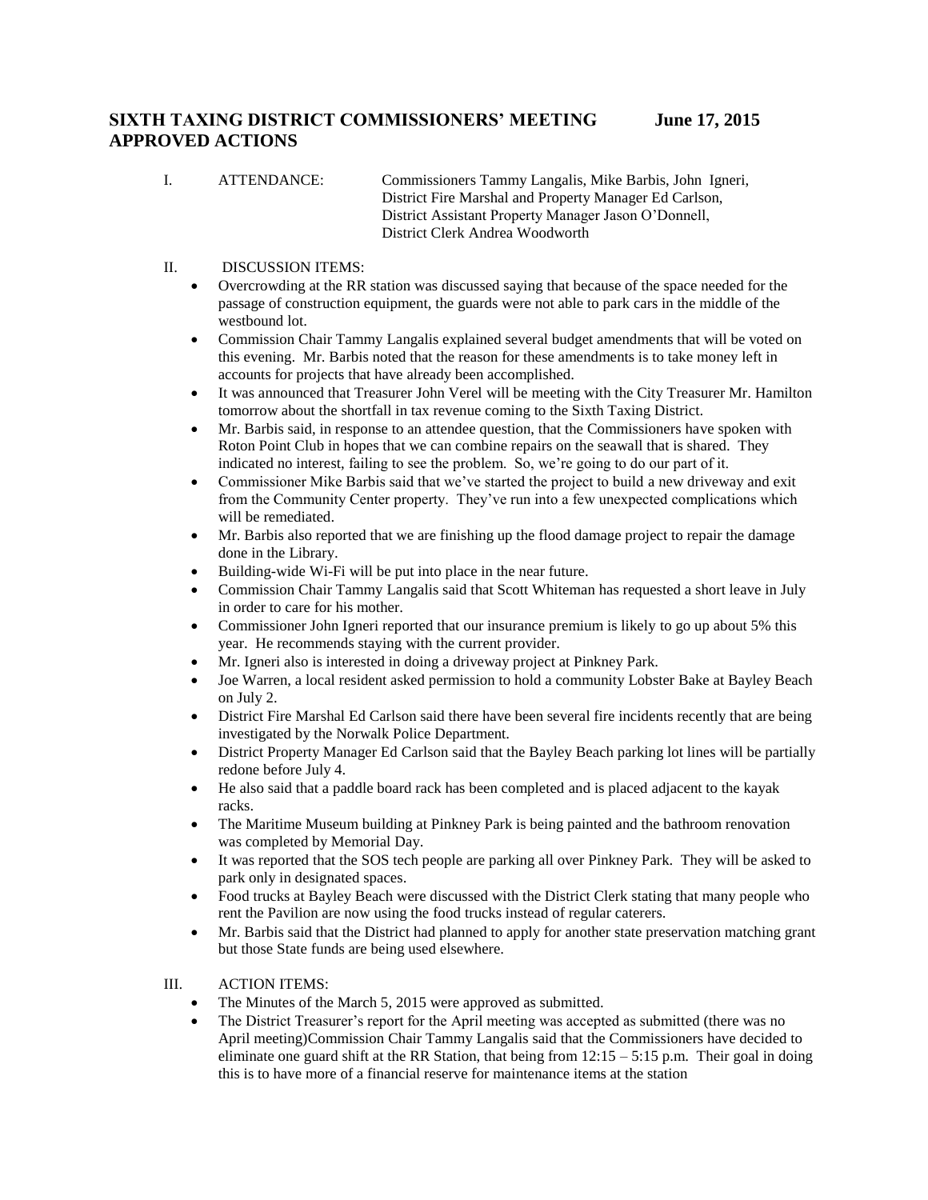# SIXTH TAXING DISTRICT COMMISSIONERS' MEETING June 17, 2015
# APPROVED ACTIONS

I. ATTENDANCE: Commissioners Tammy Langalis, Mike Barbis, John Igneri, District Fire Marshal and Property Manager Ed Carlson, District Assistant Property Manager Jason O'Donnell, District Clerk Andrea Woodworth

II. DISCUSSION ITEMS:

- Overcrowding at the RR station was discussed saying that because of the space needed for the passage of construction equipment, the guards were not able to park cars in the middle of the westbound lot.
- Commission Chair Tammy Langalis explained several budget amendments that will be voted on this evening. Mr. Barbis noted that the reason for these amendments is to take money left in accounts for projects that have already been accomplished.
- It was announced that Treasurer John Verel will be meeting with the City Treasurer Mr. Hamilton tomorrow about the shortfall in tax revenue coming to the Sixth Taxing District.
- Mr. Barbis said, in response to an attendee question, that the Commissioners have spoken with Roton Point Club in hopes that we can combine repairs on the seawall that is shared. They indicated no interest, failing to see the problem. So, we're going to do our part of it.
- Commissioner Mike Barbis said that we've started the project to build a new driveway and exit from the Community Center property. They've run into a few unexpected complications which will be remediated.
- Mr. Barbis also reported that we are finishing up the flood damage project to repair the damage done in the Library.
- Building-wide Wi-Fi will be put into place in the near future.
- Commission Chair Tammy Langalis said that Scott Whiteman has requested a short leave in July in order to care for his mother.
- Commissioner John Igneri reported that our insurance premium is likely to go up about 5% this year. He recommends staying with the current provider.
- Mr. Igneri also is interested in doing a driveway project at Pinkney Park.
- Joe Warren, a local resident asked permission to hold a community Lobster Bake at Bayley Beach on July 2.
- District Fire Marshal Ed Carlson said there have been several fire incidents recently that are being investigated by the Norwalk Police Department.
- District Property Manager Ed Carlson said that the Bayley Beach parking lot lines will be partially redone before July 4.
- He also said that a paddle board rack has been completed and is placed adjacent to the kayak racks.
- The Maritime Museum building at Pinkney Park is being painted and the bathroom renovation was completed by Memorial Day.
- It was reported that the SOS tech people are parking all over Pinkney Park. They will be asked to park only in designated spaces.
- Food trucks at Bayley Beach were discussed with the District Clerk stating that many people who rent the Pavilion are now using the food trucks instead of regular caterers.
- Mr. Barbis said that the District had planned to apply for another state preservation matching grant but those State funds are being used elsewhere.

III. ACTION ITEMS:

- The Minutes of the March 5, 2015 were approved as submitted.
- The District Treasurer's report for the April meeting was accepted as submitted (there was no April meeting)Commission Chair Tammy Langalis said that the Commissioners have decided to eliminate one guard shift at the RR Station, that being from 12:15 – 5:15 p.m. Their goal in doing this is to have more of a financial reserve for maintenance items at the station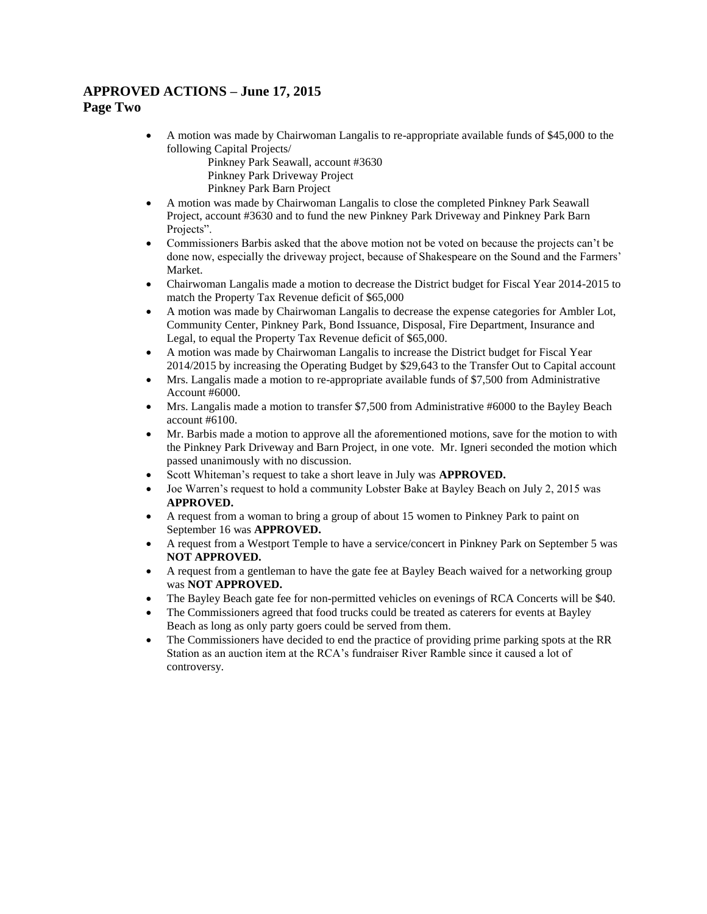## APPROVED ACTIONS – June 17, 2015
### Page Two

- A motion was made by Chairwoman Langalis to re-appropriate available funds of $45,000 to the following Capital Projects/
  - Pinkney Park Seawall, account #3630
  - Pinkney Park Driveway Project
  - Pinkney Park Barn Project
- A motion was made by Chairwoman Langalis to close the completed Pinkney Park Seawall Project, account #3630 and to fund the new Pinkney Park Driveway and Pinkney Park Barn Projects".
- Commissioners Barbis asked that the above motion not be voted on because the projects can't be done now, especially the driveway project, because of Shakespeare on the Sound and the Farmers' Market.
- Chairwoman Langalis made a motion to decrease the District budget for Fiscal Year 2014-2015 to match the Property Tax Revenue deficit of $65,000
- A motion was made by Chairwoman Langalis to decrease the expense categories for Ambler Lot, Community Center, Pinkney Park, Bond Issuance, Disposal, Fire Department, Insurance and Legal, to equal the Property Tax Revenue deficit of $65,000.
- A motion was made by Chairwoman Langalis to increase the District budget for Fiscal Year 2014/2015 by increasing the Operating Budget by $29,643 to the Transfer Out to Capital account
- Mrs. Langalis made a motion to re-appropriate available funds of $7,500 from Administrative Account #6000.
- Mrs. Langalis made a motion to transfer $7,500 from Administrative #6000 to the Bayley Beach account #6100.
- Mr. Barbis made a motion to approve all the aforementioned motions, save for the motion to with the Pinkney Park Driveway and Barn Project, in one vote. Mr. Igneri seconded the motion which passed unanimously with no discussion.
- Scott Whiteman's request to take a short leave in July was **APPROVED.**
- Joe Warren's request to hold a community Lobster Bake at Bayley Beach on July 2, 2015 was **APPROVED.**
- A request from a woman to bring a group of about 15 women to Pinkney Park to paint on September 16 was **APPROVED.**
- A request from a Westport Temple to have a service/concert in Pinkney Park on September 5 was **NOT APPROVED.**
- A request from a gentleman to have the gate fee at Bayley Beach waived for a networking group was **NOT APPROVED.**
- The Bayley Beach gate fee for non-permitted vehicles on evenings of RCA Concerts will be $40.
- The Commissioners agreed that food trucks could be treated as caterers for events at Bayley Beach as long as only party goers could be served from them.
- The Commissioners have decided to end the practice of providing prime parking spots at the RR Station as an auction item at the RCA's fundraiser River Ramble since it caused a lot of controversy.